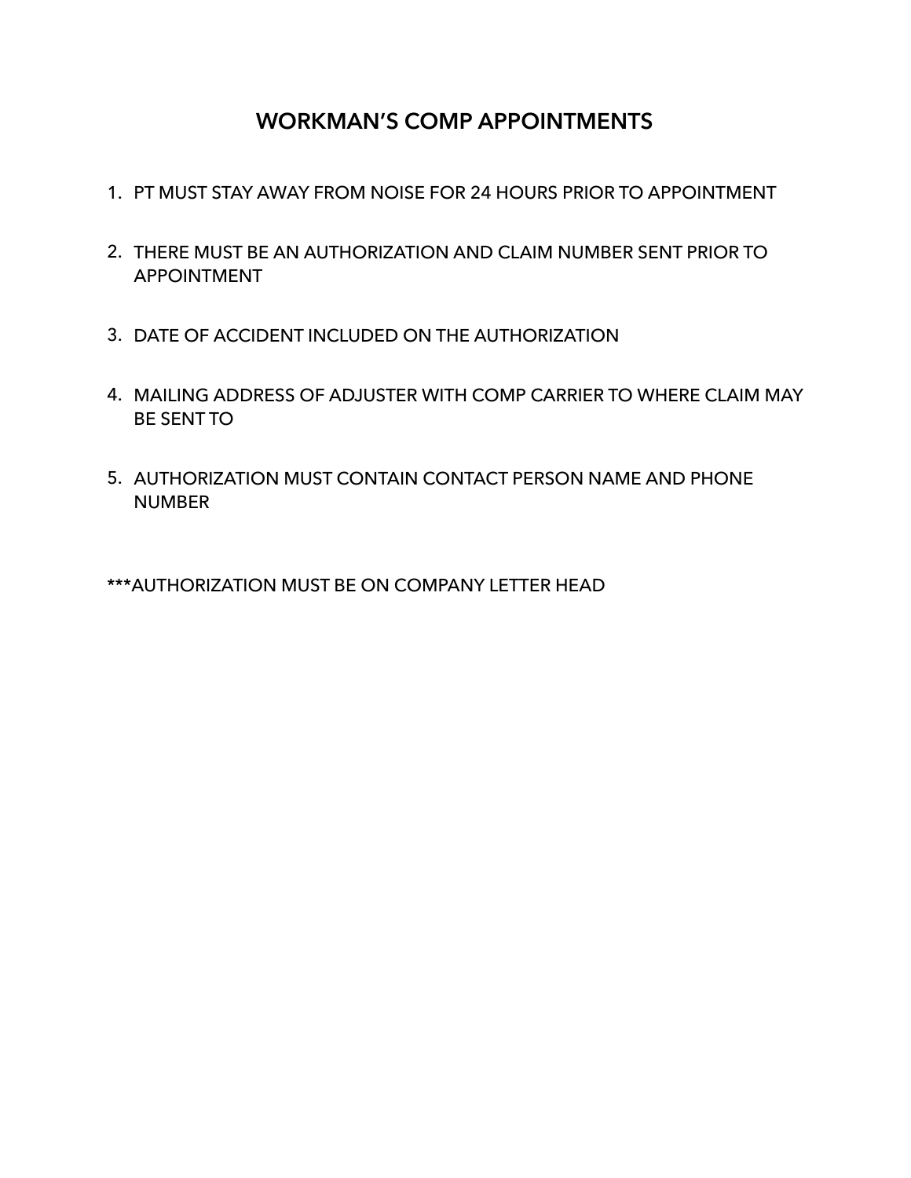# WORKMAN'S COMP APPOINTMENTS

1. PT MUST STAY AWAY FROM NOISE FOR 24 HOURS PRIOR TO APPOINTMENT
2. THERE MUST BE AN AUTHORIZATION AND CLAIM NUMBER SENT PRIOR TO APPOINTMENT
3. DATE OF ACCIDENT INCLUDED ON THE AUTHORIZATION
4. MAILING ADDRESS OF ADJUSTER WITH COMP CARRIER TO WHERE CLAIM MAY BE SENT TO
5. AUTHORIZATION MUST CONTAIN CONTACT PERSON NAME AND PHONE NUMBER

***AUTHORIZATION MUST BE ON COMPANY LETTER HEAD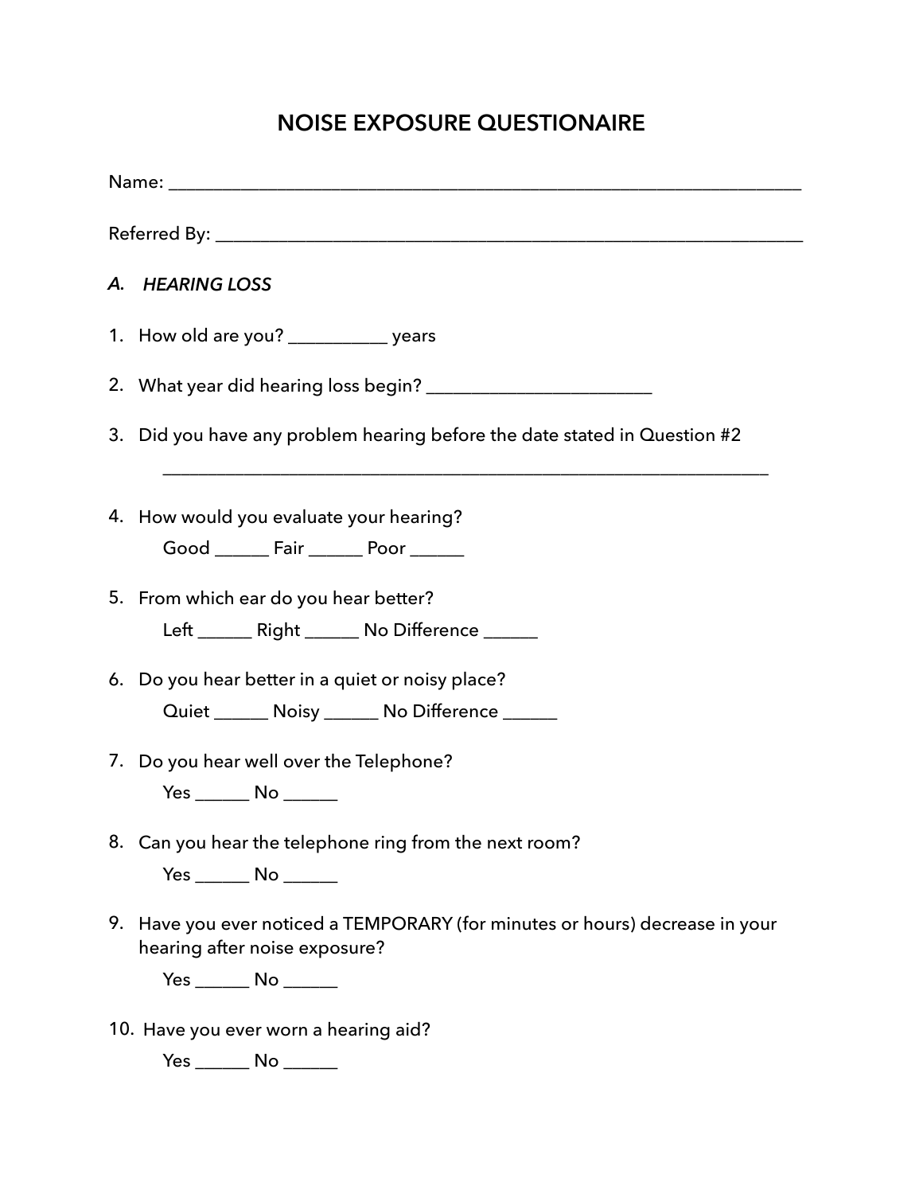# NOISE EXPOSURE QUESTIONAIRE

Name: ___________________________________________________________________________

Referred By: ______________________________________________________________________

### *A. HEARING LOSS*

1. How old are you? ___________ years

2. What year did hearing loss begin? _________________________

3. Did you have any problem hearing before the date stated in Question #2

   ____________________________________________________________________

4. How would you evaluate your hearing?

   Good ______ Fair ______ Poor ______

5. From which ear do you hear better?

   Left ______ Right ______ No Difference ______

6. Do you hear better in a quiet or noisy place?

   Quiet ______ Noisy ______ No Difference ______

7. Do you hear well over the Telephone?

   Yes ______ No ______

8. Can you hear the telephone ring from the next room?

   Yes ______ No ______

9. Have you ever noticed a TEMPORARY (for minutes or hours) decrease in your hearing after noise exposure?

   Yes ______ No ______

10. Have you ever worn a hearing aid?

    Yes ______ No ______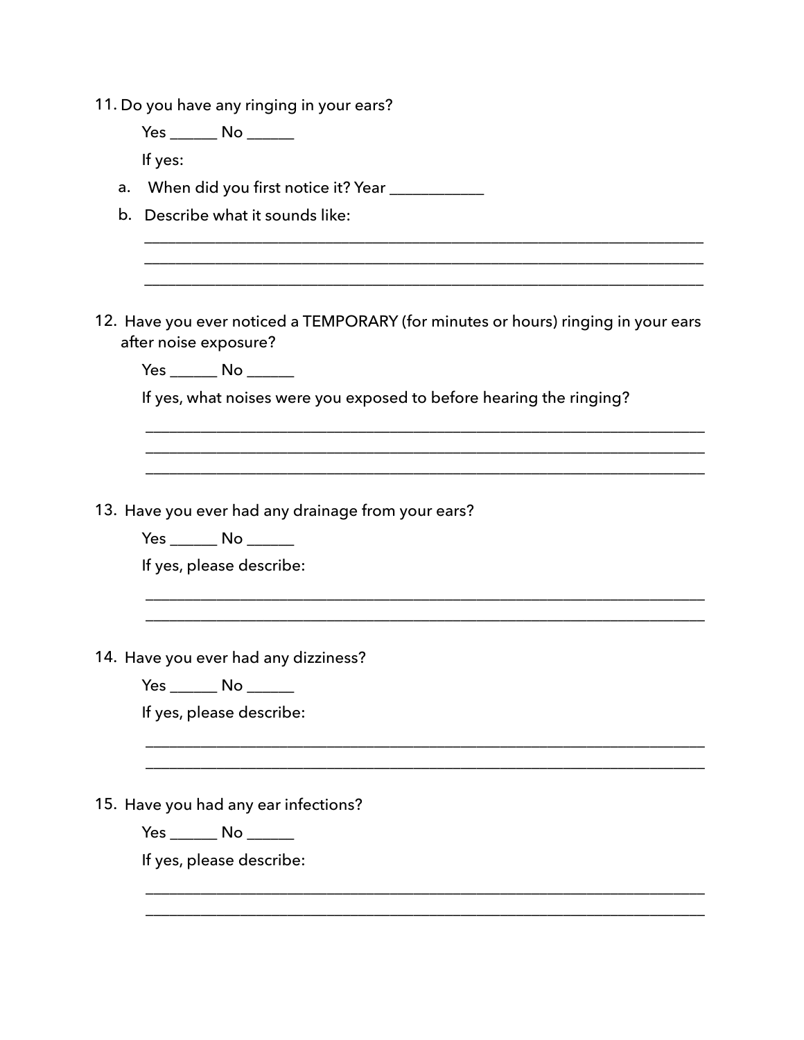11. Do you have any ringing in your ears?

    Yes ______ No ______

    If yes:

    a. When did you first notice it? Year ____________

    b. Describe what it sounds like:

    ______________________________________________________________________________

    ______________________________________________________________________________

    ______________________________________________________________________________

12. Have you ever noticed a TEMPORARY (for minutes or hours) ringing in your ears after noise exposure?

    Yes ______ No ______

    If yes, what noises were you exposed to before hearing the ringing?

    ______________________________________________________________________________

    ______________________________________________________________________________

    ______________________________________________________________________________

13. Have you ever had any drainage from your ears?

    Yes ______ No ______

    If yes, please describe:

    ______________________________________________________________________________

    ______________________________________________________________________________

14. Have you ever had any dizziness?

    Yes ______ No ______

    If yes, please describe:

    ______________________________________________________________________________

    ______________________________________________________________________________

15. Have you had any ear infections?

    Yes ______ No ______

    If yes, please describe:

    ______________________________________________________________________________

    ______________________________________________________________________________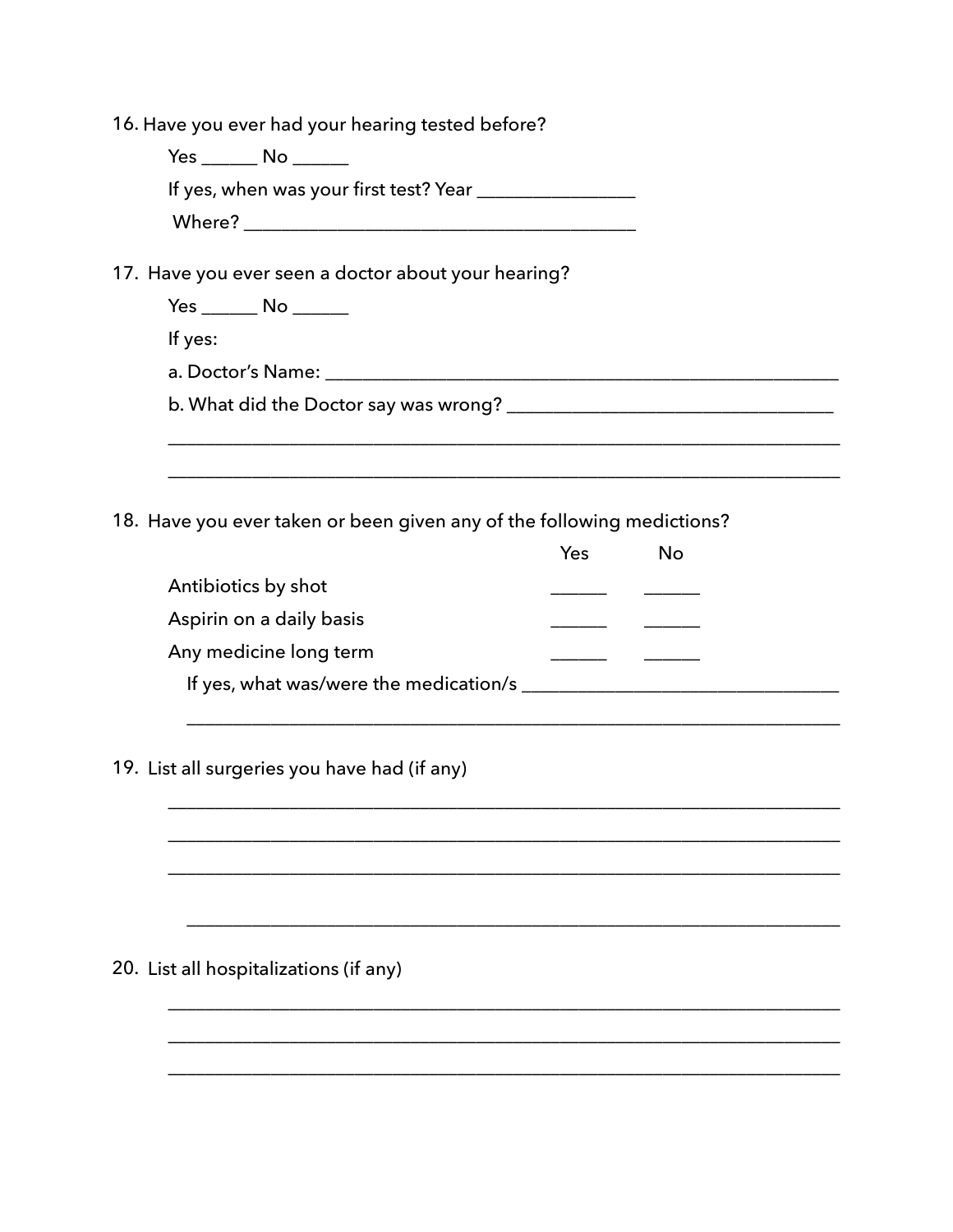16. Have you ever had your hearing tested before?

    Yes ______ No ______

    If yes, when was your first test? Year ________________

    Where? ________________________________________

17. Have you ever seen a doctor about your hearing?

    Yes ______ No ______

    If yes:

    a. Doctor's Name: ______________________________________________________

    b. What did the Doctor say was wrong? __________________________________

    ______________________________________________________________________

    ______________________________________________________________________

18. Have you ever taken or been given any of the following medictions?

|  | Yes | No |
|---|---|---|
| Antibiotics by shot | ______ | ______ |
| Aspirin on a daily basis | ______ | ______ |
| Any medicine long term | ______ | ______ |

    If yes, what was/were the medication/s ________________________________

    ______________________________________________________________________

19. List all surgeries you have had (if any)

    ______________________________________________________________________

    ______________________________________________________________________

    ______________________________________________________________________

    ______________________________________________________________________

20. List all hospitalizations (if any)

    ______________________________________________________________________

    ______________________________________________________________________

    ______________________________________________________________________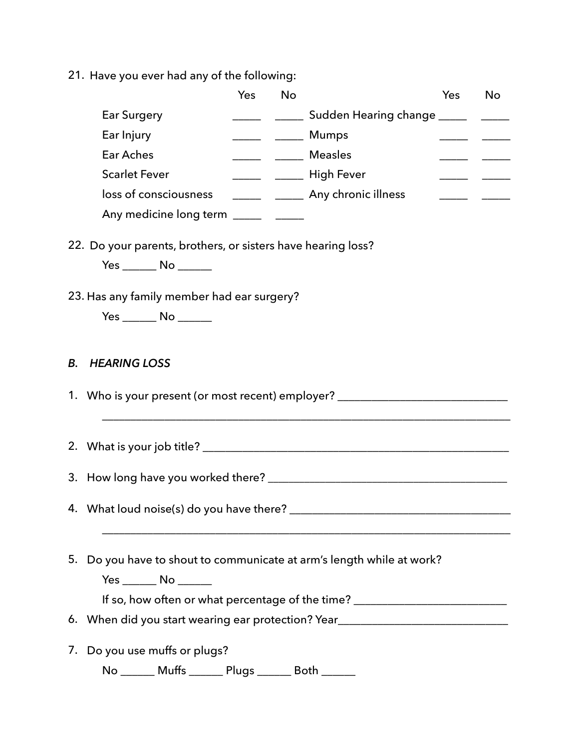21. Have you ever had any of the following:

| | Yes | No | | Yes | No |
|---|---|---|---|---|---|
| Ear Surgery | _____ | _____ | Sudden Hearing change | _____ | _____ |
| Ear Injury | _____ | _____ | Mumps | _____ | _____ |
| Ear Aches | _____ | _____ | Measles | _____ | _____ |
| Scarlet Fever | _____ | _____ | High Fever | _____ | _____ |
| loss of consciousness | _____ | _____ | Any chronic illness | _____ | _____ |
| Any medicine long term | _____ | _____ | | | |

22. Do your parents, brothers, or sisters have hearing loss?

    Yes ______ No ______

23. Has any family member had ear surgery?

    Yes ______ No ______

*B. HEARING LOSS*

1. Who is your present (or most recent) employer? ______________________________

   ________________________________________________________________________

2. What is your job title? ______________________________________________________

3. How long have you worked there? ___________________________________________

4. What loud noise(s) do you have there? _______________________________________

   ________________________________________________________________________

5. Do you have to shout to communicate at arm's length while at work?

   Yes ______ No ______

   If so, how often or what percentage of the time? __________________________

6. When did you start wearing ear protection? Year_____________________________

7. Do you use muffs or plugs?

   No ______ Muffs ______ Plugs ______ Both ______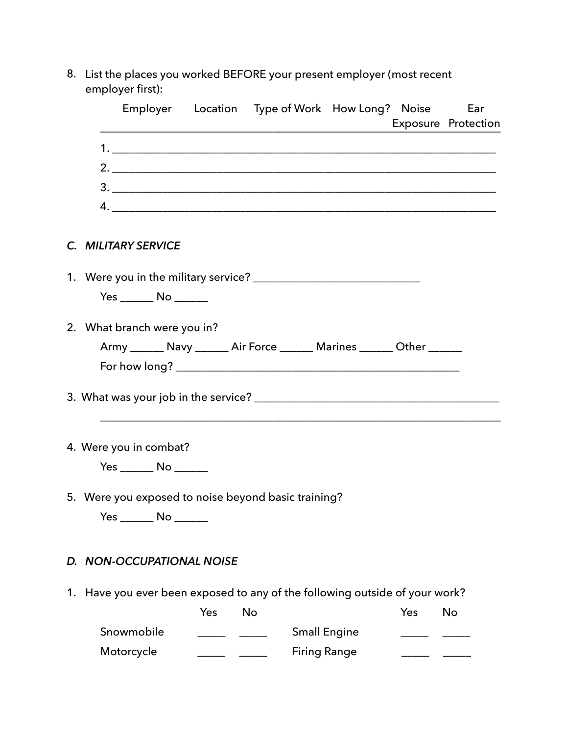8. List the places you worked BEFORE your present employer (most recent employer first):

| | Employer | Location | Type of Work | How Long? | Noise Exposure | Ear Protection |
|---|---|---|---|---|---|---|
| 1. | | | | | | |
| 2. | | | | | | |
| 3. | | | | | | |
| 4. | | | | | | |

### *C. MILITARY SERVICE*

1. Were you in the military service? ______________________________

   Yes ______ No ______

2. What branch were you in?

   Army ______ Navy ______ Air Force ______ Marines ______ Other ______

   For how long? ___________________________________________________

3. What was your job in the service? ____________________________________________

   _________________________________________________________________________

4. Were you in combat?

   Yes ______ No ______

5. Were you exposed to noise beyond basic training?

   Yes ______ No ______

### *D. NON-OCCUPATIONAL NOISE*

1. Have you ever been exposed to any of the following outside of your work?

| | Yes | No | | Yes | No |
|---|---|---|---|---|---|
| Snowmobile | _____ | _____ | Small Engine | _____ | _____ |
| Motorcycle | _____ | _____ | Firing Range | _____ | _____ |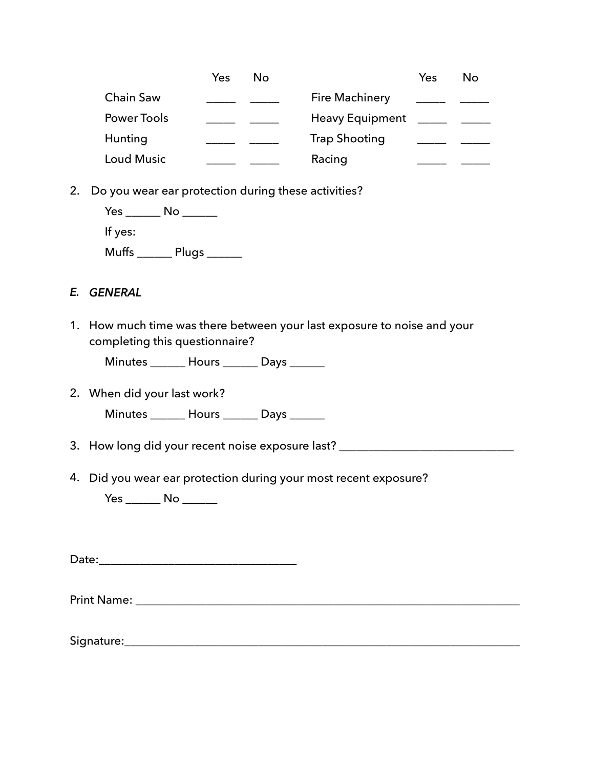| | Yes | No | | Yes | No |
|---|---|---|---|---|---|
| Chain Saw | _____ | _____ | Fire Machinery | _____ | _____ |
| Power Tools | _____ | _____ | Heavy Equipment | _____ | _____ |
| Hunting | _____ | _____ | Trap Shooting | _____ | _____ |
| Loud Music | _____ | _____ | Racing | _____ | _____ |

2. Do you wear ear protection during these activities?

   Yes ______ No ______

   If yes:

   Muffs ______ Plugs ______

### *E. GENERAL*

1. How much time was there between your last exposure to noise and your completing this questionnaire?

   Minutes ______ Hours ______ Days ______

2. When did your last work?

   Minutes ______ Hours ______ Days ______

3. How long did your recent noise exposure last? ______________________________

4. Did you wear ear protection during your most recent exposure?

   Yes ______ No ______

Date:__________________________________

Print Name: ____________________________________________________________________

Signature:______________________________________________________________________